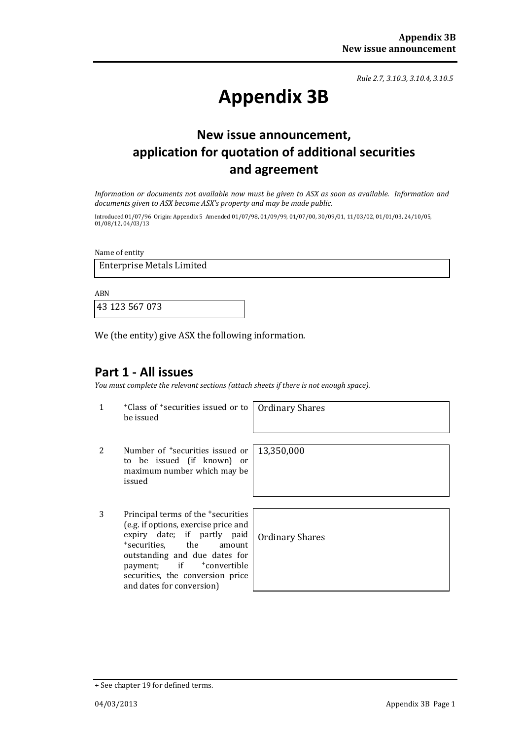*Rule 2.7, 3.10.3, 3.10.4, 3.10.5*

# Appendix 3B

## New issue announcement, application for quotation of additional securities and agreement

*Information or documents not available now must be given to ASX as soon as available. Information and documents given to ASX become ASX's property and may be made public.*

Introduced 01/07/96 Origin: Appendix 5 Amended 01/07/98, 01/09/99, 01/07/00, 30/09/01, 11/03/02, 01/01/03, 24/10/05, 01/08/12, 04/03/13

Name of entity

Enterprise Metals Limited

ABN

43 123 567 073

We (the entity) give ASX the following information.

## Part 1 - All issues

*You must complete the relevant sections (attach sheets if there is not enough space).*

| | | |
|---|---|---|
| 1 | +Class of +securities issued or to be issued | Ordinary Shares |
| 2 | Number of +securities issued or to be issued (if known) or maximum number which may be issued | 13,350,000 |
| 3 | Principal terms of the +securities (e.g. if options, exercise price and expiry date; if partly paid +securities, the amount outstanding and due dates for payment; if +convertible securities, the conversion price and dates for conversion) | Ordinary Shares |

+ See chapter 19 for defined terms.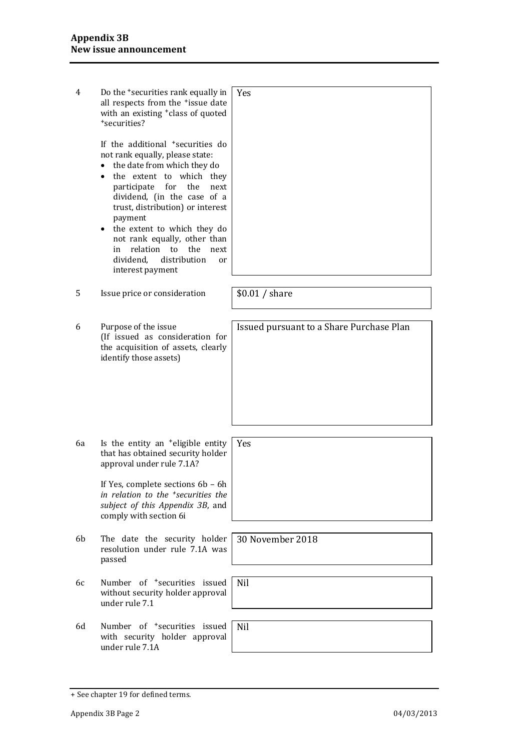| | | |
|---|---|---|
| 4 | Do the +securities rank equally in all respects from the +issue date with an existing +class of quoted +securities?<br><br>If the additional +securities do not rank equally, please state:<br>• the date from which they do<br>• the extent to which they participate for the next dividend, (in the case of a trust, distribution) or interest payment<br>• the extent to which they do not rank equally, other than in relation to the next dividend, distribution or interest payment | Yes |
| 5 | Issue price or consideration | $0.01 / share |
| 6 | Purpose of the issue<br>(If issued as consideration for the acquisition of assets, clearly identify those assets) | Issued pursuant to a Share Purchase Plan |
| 6a | Is the entity an +eligible entity that has obtained security holder approval under rule 7.1A?<br><br>If Yes, complete sections 6b – 6h *in relation to the +securities the subject of this Appendix 3B*, and comply with section 6i | Yes |
| 6b | The date the security holder resolution under rule 7.1A was passed | 30 November 2018 |
| 6c | Number of +securities issued without security holder approval under rule 7.1 | Nil |
| 6d | Number of +securities issued with security holder approval under rule 7.1A | Nil |

+ See chapter 19 for defined terms.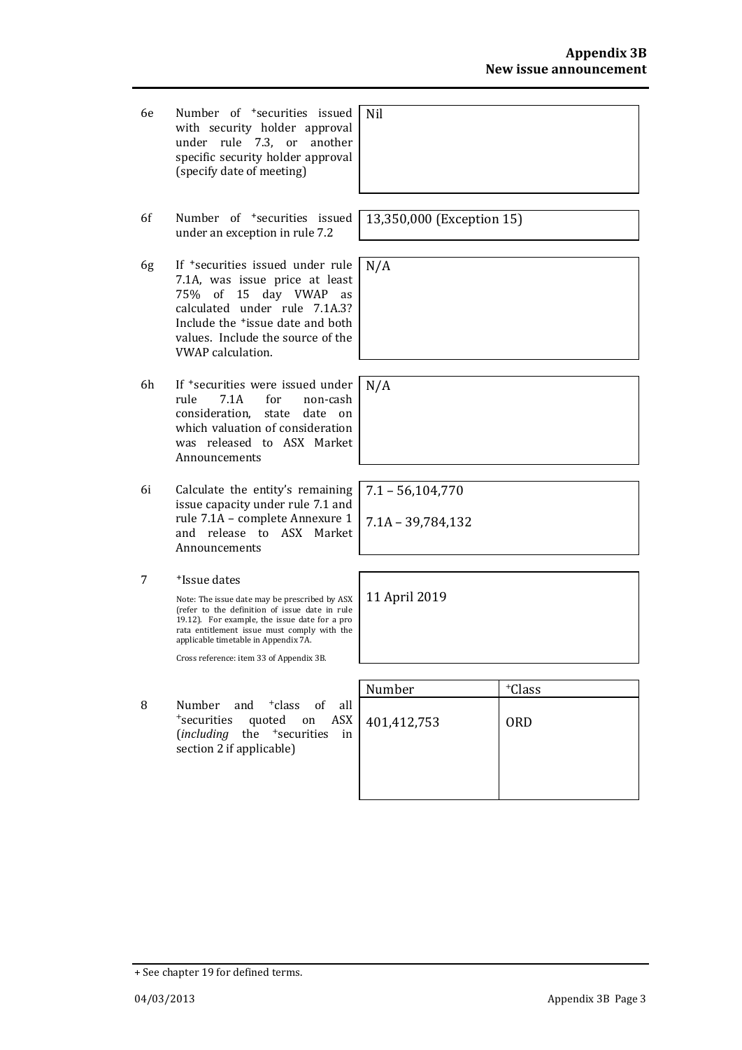| | | |
|---|---|---|
| 6e | Number of +securities issued with security holder approval under rule 7.3, or another specific security holder approval (specify date of meeting) | Nil |
| 6f | Number of +securities issued under an exception in rule 7.2 | 13,350,000 (Exception 15) |
| 6g | If +securities issued under rule 7.1A, was issue price at least 75% of 15 day VWAP as calculated under rule 7.1A.3? Include the +issue date and both values. Include the source of the VWAP calculation. | N/A |
| 6h | If +securities were issued under rule 7.1A for non-cash consideration, state date on which valuation of consideration was released to ASX Market Announcements | N/A |
| 6i | Calculate the entity's remaining issue capacity under rule 7.1 and rule 7.1A – complete Annexure 1 and release to ASX Market Announcements | 7.1 – 56,104,770<br><br>7.1A – 39,784,132 |
| 7 | +Issue dates<br><br>Note: The issue date may be prescribed by ASX (refer to the definition of issue date in rule 19.12). For example, the issue date for a pro rata entitlement issue must comply with the applicable timetable in Appendix 7A.<br><br>Cross reference: item 33 of Appendix 3B. | 11 April 2019 |

| | | Number | +Class |
|---|---|---|---|
| 8 | Number and +class of all +securities quoted on ASX (*including* the +securities in section 2 if applicable) | 401,412,753 | ORD |

+ See chapter 19 for defined terms.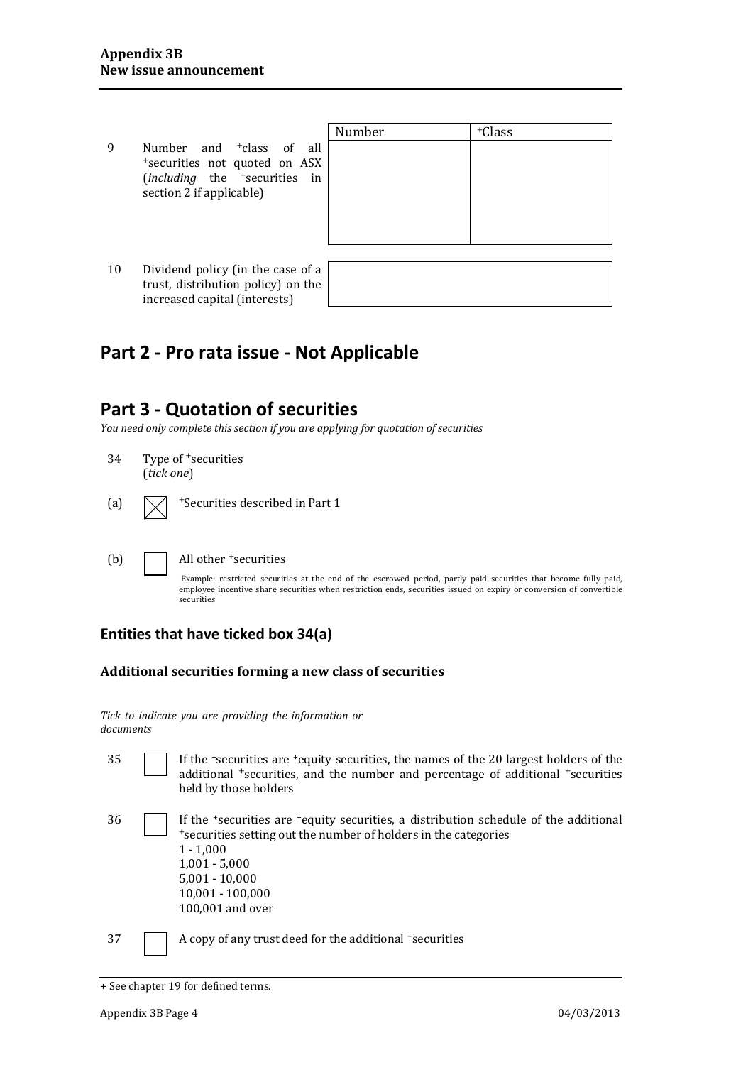| | | Number | +Class |
|---|---|---|---|
| 9 | Number and +class of all +securities not quoted on ASX (*including* the +securities in section 2 if applicable) | | |

| | | |
|---|---|---|
| 10 | Dividend policy (in the case of a trust, distribution policy) on the increased capital (interests) | |

## Part 2 - Pro rata issue - Not Applicable

## Part 3 - Quotation of securities

*You need only complete this section if you are applying for quotation of securities*

34 Type of +securities
(*tick one*)

(a) ☒ +Securities described in Part 1

(b) ☐ All other +securities

Example: restricted securities at the end of the escrowed period, partly paid securities that become fully paid, employee incentive share securities when restriction ends, securities issued on expiry or conversion of convertible securities

### Entities that have ticked box 34(a)

#### Additional securities forming a new class of securities

*Tick to indicate you are providing the information or documents*

35 ☐ If the +securities are +equity securities, the names of the 20 largest holders of the additional +securities, and the number and percentage of additional +securities held by those holders

36 ☐ If the +securities are +equity securities, a distribution schedule of the additional +securities setting out the number of holders in the categories
1 - 1,000
1,001 - 5,000
5,001 - 10,000
10,001 - 100,000
100,001 and over

37 ☐ A copy of any trust deed for the additional +securities

+ See chapter 19 for defined terms.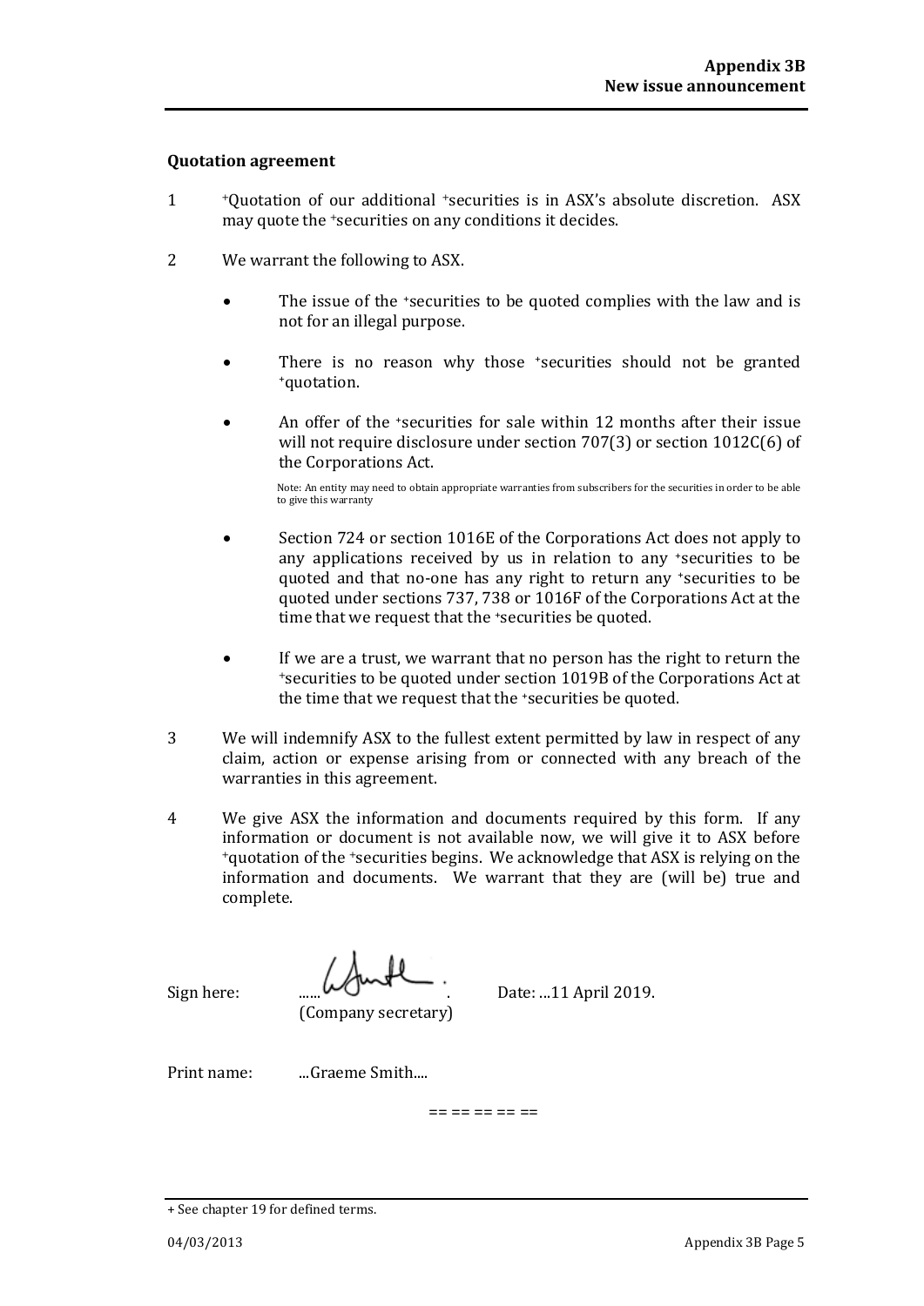## Quotation agreement

1 +Quotation of our additional +securities is in ASX's absolute discretion. ASX may quote the +securities on any conditions it decides.

2 We warrant the following to ASX.

- The issue of the +securities to be quoted complies with the law and is not for an illegal purpose.
- There is no reason why those +securities should not be granted +quotation.
- An offer of the +securities for sale within 12 months after their issue will not require disclosure under section 707(3) or section 1012C(6) of the Corporations Act.

  Note: An entity may need to obtain appropriate warranties from subscribers for the securities in order to be able to give this warranty

- Section 724 or section 1016E of the Corporations Act does not apply to any applications received by us in relation to any +securities to be quoted and that no-one has any right to return any +securities to be quoted under sections 737, 738 or 1016F of the Corporations Act at the time that we request that the +securities be quoted.
- If we are a trust, we warrant that no person has the right to return the +securities to be quoted under section 1019B of the Corporations Act at the time that we request that the +securities be quoted.

3 We will indemnify ASX to the fullest extent permitted by law in respect of any claim, action or expense arising from or connected with any breach of the warranties in this agreement.

4 We give ASX the information and documents required by this form. If any information or document is not available now, we will give it to ASX before +quotation of the +securities begins. We acknowledge that ASX is relying on the information and documents. We warrant that they are (will be) true and complete.

Sign here: ...... [signature] .
(Company secretary)

Date: ...11 April 2019.

Print name: ...Graeme Smith....

== == == == ==

+ See chapter 19 for defined terms.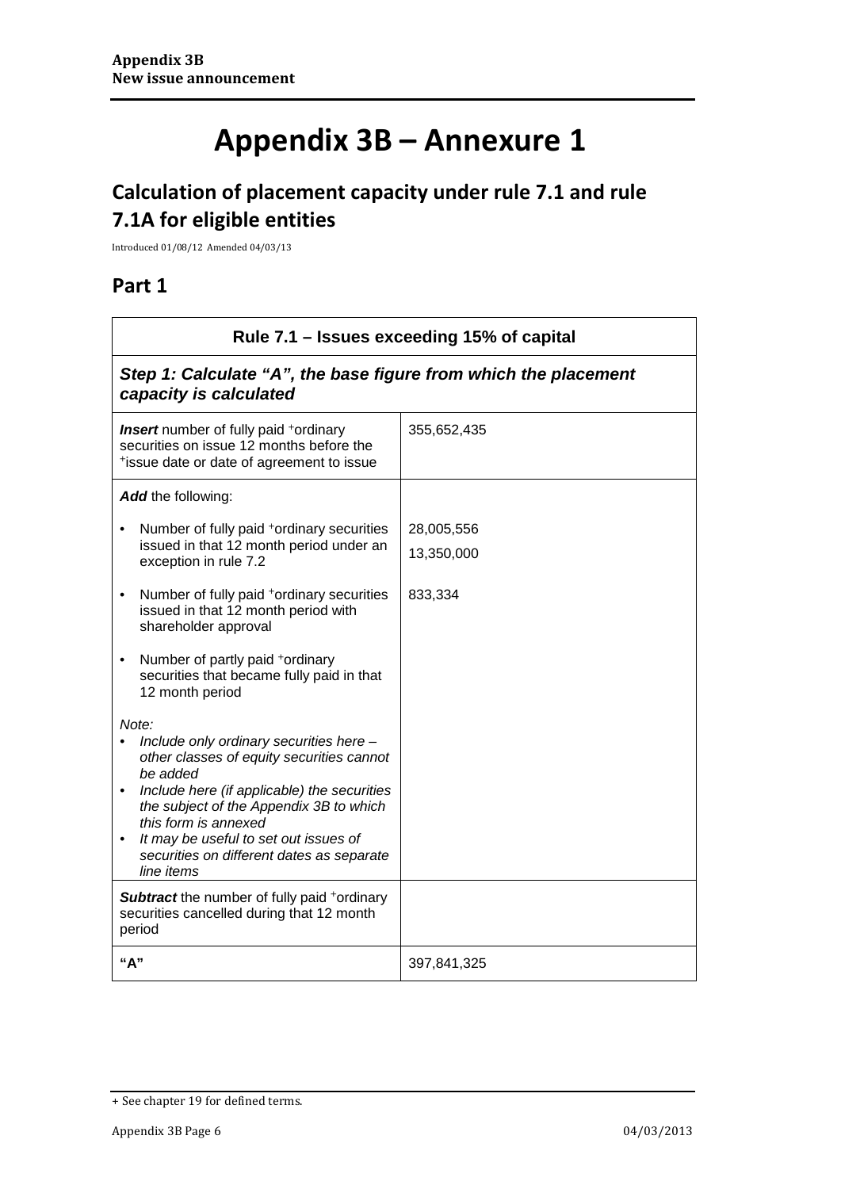# Appendix 3B – Annexure 1

## Calculation of placement capacity under rule 7.1 and rule 7.1A for eligible entities

Introduced 01/08/12 Amended 04/03/13

## Part 1

| Rule 7.1 – Issues exceeding 15% of capital | |
|---|---|
| ***Step 1: Calculate "A", the base figure from which the placement capacity is calculated*** | |
| ***Insert*** number of fully paid +ordinary securities on issue 12 months before the +issue date or date of agreement to issue | 355,652,435 |
| ***Add*** the following:<br>• Number of fully paid +ordinary securities issued in that 12 month period under an exception in rule 7.2<br>• Number of fully paid +ordinary securities issued in that 12 month period with shareholder approval<br>• Number of partly paid +ordinary securities that became fully paid in that 12 month period<br>*Note:*<br>• *Include only ordinary securities here – other classes of equity securities cannot be added*<br>• *Include here (if applicable) the securities the subject of the Appendix 3B to which this form is annexed*<br>• *It may be useful to set out issues of securities on different dates as separate line items* | 28,005,556<br>13,350,000<br>833,334 |
| ***Subtract*** the number of fully paid +ordinary securities cancelled during that 12 month period | |
| **"A"** | 397,841,325 |

+ See chapter 19 for defined terms.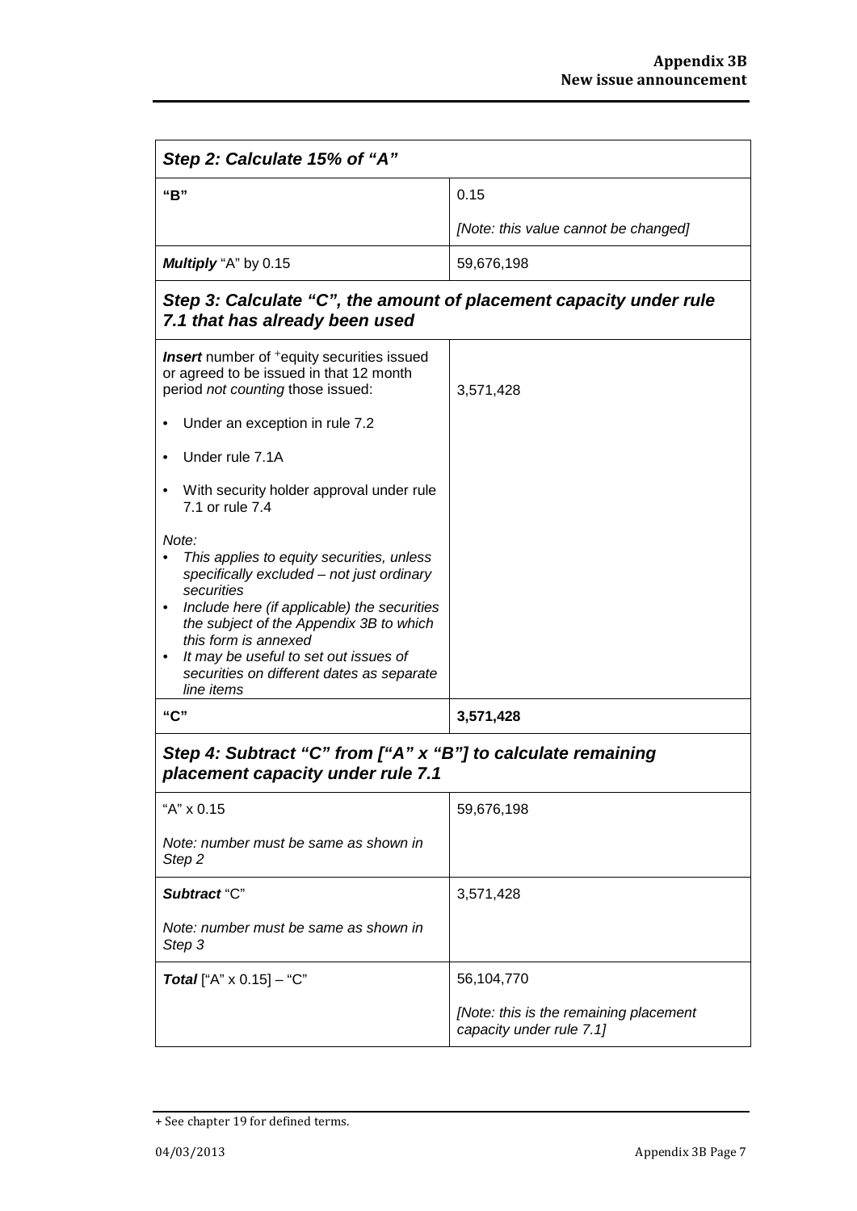| *Step 2: Calculate 15% of "A"* | |
|---|---|
| **"B"** | 0.15<br><br>*[Note: this value cannot be changed]* |
| ***Multiply*** "A" by 0.15 | 59,676,198 |
| ***Step 3: Calculate "C", the amount of placement capacity under rule 7.1 that has already been used*** | |
| ***Insert*** number of +equity securities issued or agreed to be issued in that 12 month period *not counting* those issued:<br><br>• Under an exception in rule 7.2<br><br>• Under rule 7.1A<br><br>• With security holder approval under rule 7.1 or rule 7.4<br><br>*Note:*<br>• *This applies to equity securities, unless specifically excluded – not just ordinary securities*<br>• *Include here (if applicable) the securities the subject of the Appendix 3B to which this form is annexed*<br>• *It may be useful to set out issues of securities on different dates as separate line items* | 3,571,428 |
| **"C"** | **3,571,428** |
| ***Step 4: Subtract "C" from ["A" x "B"] to calculate remaining placement capacity under rule 7.1*** | |
| "A" x 0.15<br><br>*Note: number must be same as shown in Step 2* | 59,676,198 |
| ***Subtract*** "C"<br><br>*Note: number must be same as shown in Step 3* | 3,571,428 |
| ***Total*** ["A" x 0.15] – "C" | 56,104,770<br><br>*[Note: this is the remaining placement capacity under rule 7.1]* |

+ See chapter 19 for defined terms.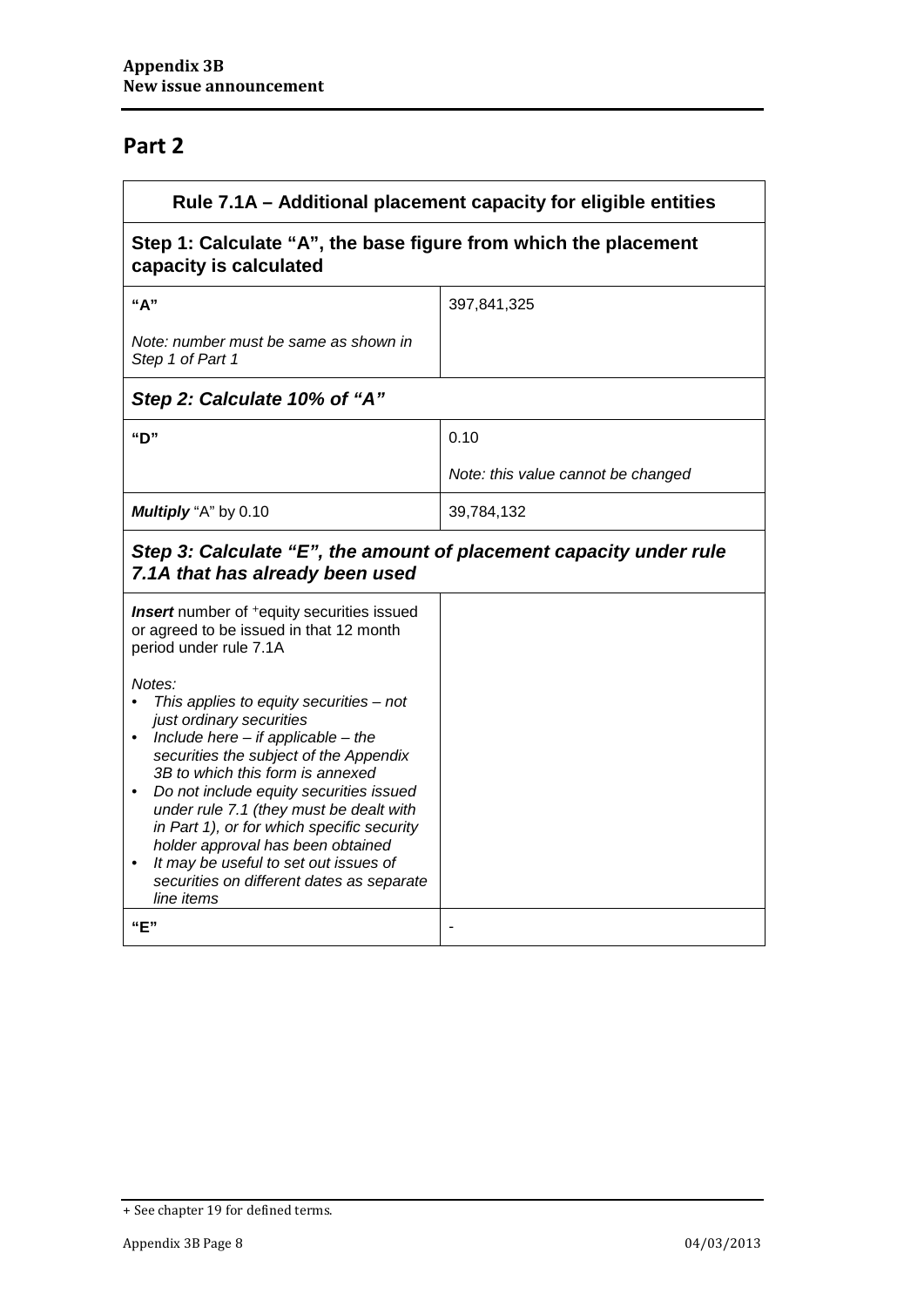## Part 2

| Rule 7.1A – Additional placement capacity for eligible entities | |
|---|---|
| **Step 1: Calculate "A", the base figure from which the placement capacity is calculated** | |
| **"A"**<br><br>*Note: number must be same as shown in Step 1 of Part 1* | 397,841,325 |
| ***Step 2: Calculate 10% of "A"*** | |
| **"D"** | 0.10<br><br>*Note: this value cannot be changed* |
| ***Multiply*** "A" by 0.10 | 39,784,132 |
| ***Step 3: Calculate "E", the amount of placement capacity under rule 7.1A that has already been used*** | |
| ***Insert*** number of +equity securities issued or agreed to be issued in that 12 month period under rule 7.1A<br><br>*Notes:*<br>• *This applies to equity securities – not just ordinary securities*<br>• *Include here – if applicable – the securities the subject of the Appendix 3B to which this form is annexed*<br>• *Do not include equity securities issued under rule 7.1 (they must be dealt with in Part 1), or for which specific security holder approval has been obtained*<br>• *It may be useful to set out issues of securities on different dates as separate line items* | |
| **"E"** | - |

+ See chapter 19 for defined terms.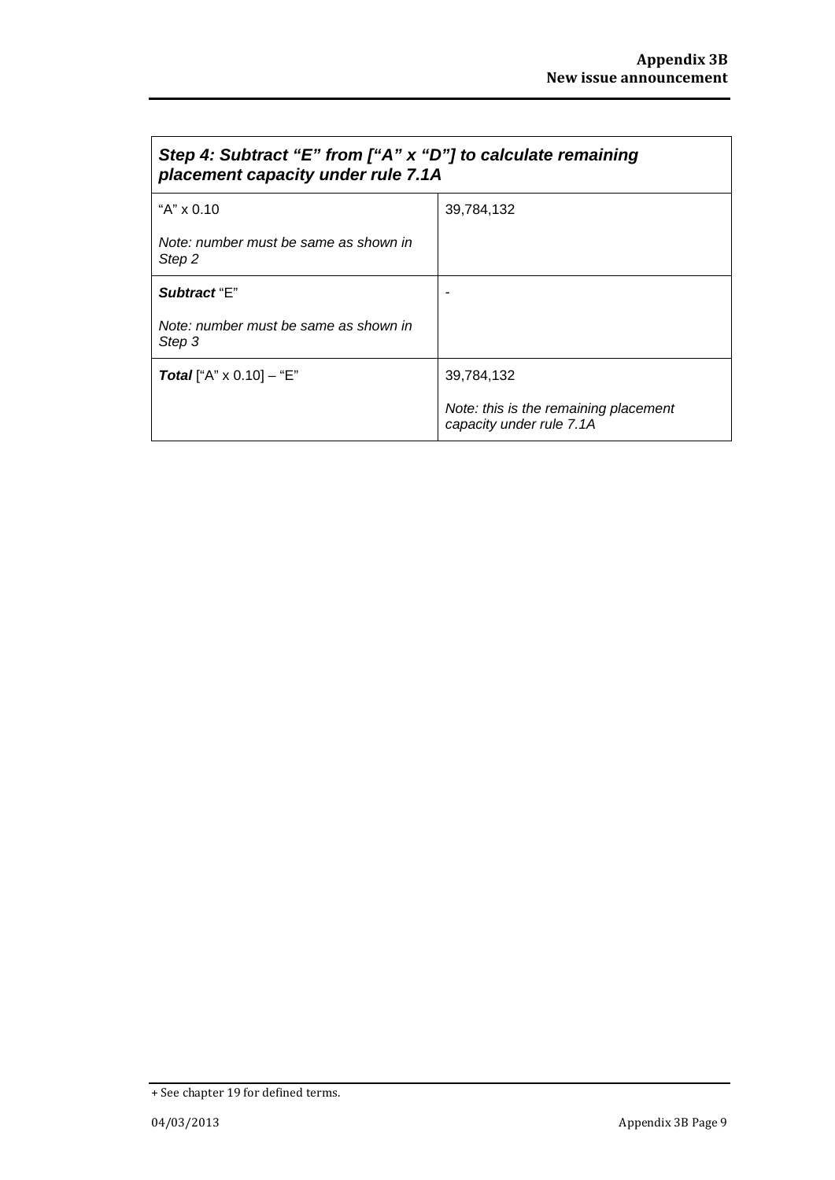| ***Step 4: Subtract "E" from ["A" x "D"] to calculate remaining placement capacity under rule 7.1A*** | |
|---|---|
| "A" x 0.10<br><br>*Note: number must be same as shown in Step 2* | 39,784,132 |
| ***Subtract*** "E"<br><br>*Note: number must be same as shown in Step 3* | - |
| ***Total*** ["A" x 0.10] – "E" | 39,784,132<br><br>*Note: this is the remaining placement capacity under rule 7.1A* |

+ See chapter 19 for defined terms.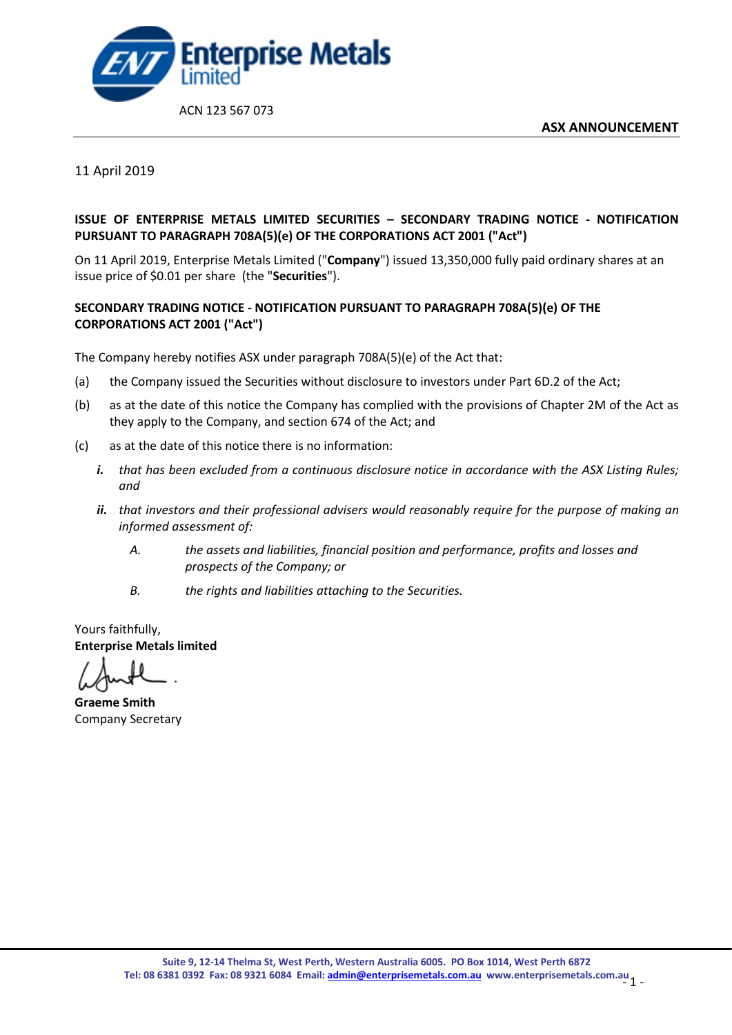Enterprise Metals Limited

ACN 123 567 073

**ASX ANNOUNCEMENT**

11 April 2019

**ISSUE OF ENTERPRISE METALS LIMITED SECURITIES – SECONDARY TRADING NOTICE - NOTIFICATION PURSUANT TO PARAGRAPH 708A(5)(e) OF THE CORPORATIONS ACT 2001 ("Act")**

On 11 April 2019, Enterprise Metals Limited ("**Company**") issued 13,350,000 fully paid ordinary shares at an issue price of $0.01 per share (the "**Securities**").

**SECONDARY TRADING NOTICE - NOTIFICATION PURSUANT TO PARAGRAPH 708A(5)(e) OF THE CORPORATIONS ACT 2001 ("Act")**

The Company hereby notifies ASX under paragraph 708A(5)(e) of the Act that:

(a) the Company issued the Securities without disclosure to investors under Part 6D.2 of the Act;

(b) as at the date of this notice the Company has complied with the provisions of Chapter 2M of the Act as they apply to the Company, and section 674 of the Act; and

(c) as at the date of this notice there is no information:

**_i._** _that has been excluded from a continuous disclosure notice in accordance with the ASX Listing Rules; and_

**_ii._** _that investors and their professional advisers would reasonably require for the purpose of making an informed assessment of:_

_A._ _the assets and liabilities, financial position and performance, profits and losses and prospects of the Company; or_

_B._ _the rights and liabilities attaching to the Securities._

Yours faithfully,
**Enterprise Metals limited**

**Graeme Smith**
Company Secretary

Suite 9, 12-14 Thelma St, West Perth, Western Australia 6005. PO Box 1014, West Perth 6872
Tel: 08 6381 0392 Fax: 08 9321 6084 Email: admin@enterprisemetals.com.au www.enterprisemetals.com.au